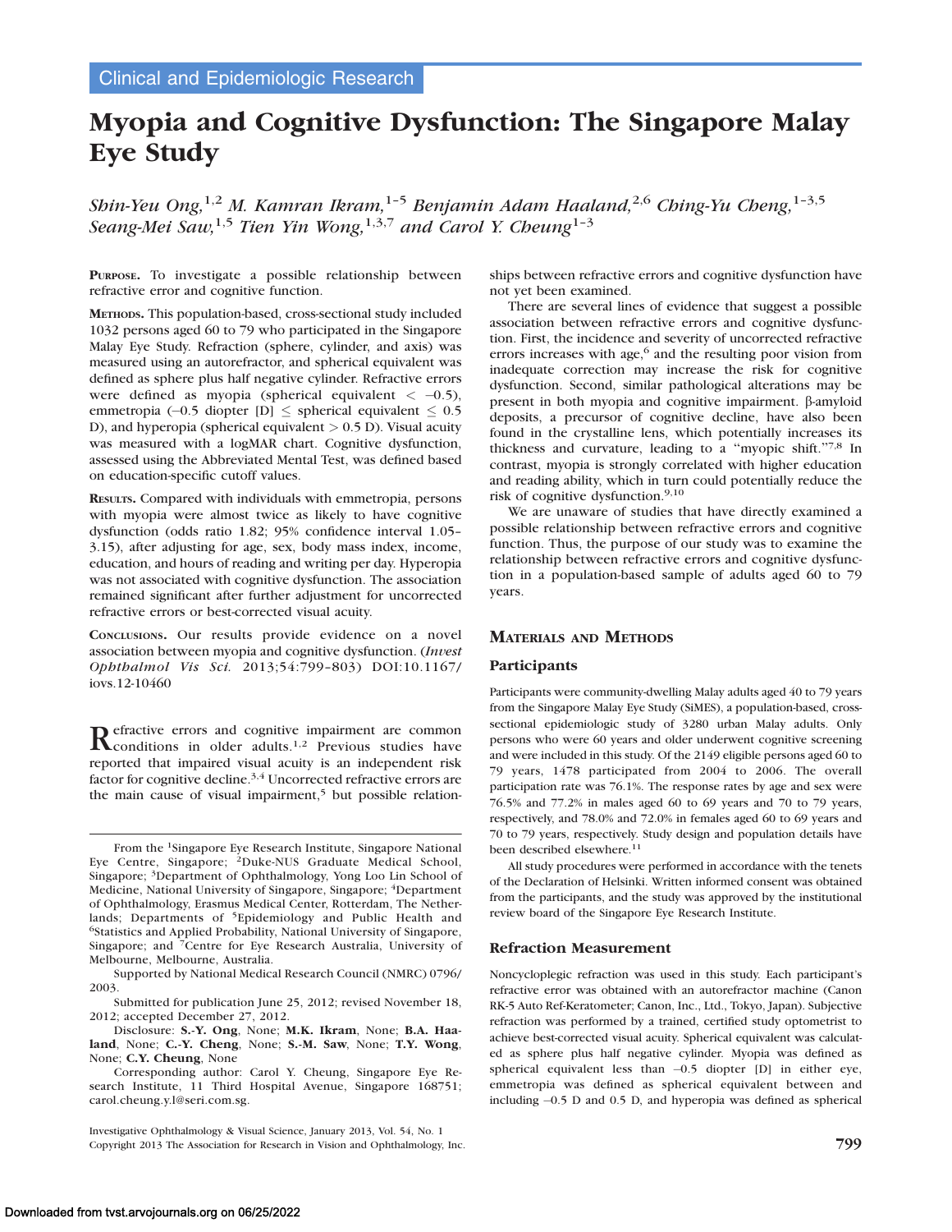Clinical and Epidemiologic Research

# Myopia and Cognitive Dysfunction: The Singapore Malay Eye Study

*Shin-Yeu Ong,[1,2] M. Kamran Ikram,[1–5] Benjamin Adam Haaland,[2,6] Ching-Yu Cheng,[1–3,5] Seang-Mei Saw,[1,5] Tien Yin Wong,[1,3,7] and Carol Y. Cheung[1–3]*

**Purpose.** To investigate a possible relationship between refractive error and cognitive function.

**Methods.** This population-based, cross-sectional study included 1032 persons aged 60 to 79 who participated in the Singapore Malay Eye Study. Refraction (sphere, cylinder, and axis) was measured using an autorefractor, and spherical equivalent was defined as sphere plus half negative cylinder. Refractive errors were defined as myopia (spherical equivalent < –0.5), emmetropia (–0.5 diopter [D] ≤ spherical equivalent ≤ 0.5 D), and hyperopia (spherical equivalent > 0.5 D). Visual acuity was measured with a logMAR chart. Cognitive dysfunction, assessed using the Abbreviated Mental Test, was defined based on education-specific cutoff values.

**Results.** Compared with individuals with emmetropia, persons with myopia were almost twice as likely to have cognitive dysfunction (odds ratio 1.82; 95% confidence interval 1.05–3.15), after adjusting for age, sex, body mass index, income, education, and hours of reading and writing per day. Hyperopia was not associated with cognitive dysfunction. The association remained significant after further adjustment for uncorrected refractive errors or best-corrected visual acuity.

**Conclusions.** Our results provide evidence on a novel association between myopia and cognitive dysfunction. (*Invest Ophthalmol Vis Sci.* 2013;54:799–803) DOI:10.1167/iovs.12-10460

Refractive errors and cognitive impairment are common conditions in older adults.[1,2] Previous studies have reported that impaired visual acuity is an independent risk factor for cognitive decline.[3,4] Uncorrected refractive errors are the main cause of visual impairment,[5] but possible relationships between refractive errors and cognitive dysfunction have not yet been examined.

There are several lines of evidence that suggest a possible association between refractive errors and cognitive dysfunction. First, the incidence and severity of uncorrected refractive errors increases with age,[6] and the resulting poor vision from inadequate correction may increase the risk for cognitive dysfunction. Second, similar pathological alterations may be present in both myopia and cognitive impairment. β-amyloid deposits, a precursor of cognitive decline, have also been found in the crystalline lens, which potentially increases its thickness and curvature, leading to a "myopic shift."[7,8] In contrast, myopia is strongly correlated with higher education and reading ability, which in turn could potentially reduce the risk of cognitive dysfunction.[9,10]

We are unaware of studies that have directly examined a possible relationship between refractive errors and cognitive function. Thus, the purpose of our study was to examine the relationship between refractive errors and cognitive dysfunction in a population-based sample of adults aged 60 to 79 years.

## Materials and Methods

### Participants

Participants were community-dwelling Malay adults aged 40 to 79 years from the Singapore Malay Eye Study (SiMES), a population-based, cross-sectional epidemiologic study of 3280 urban Malay adults. Only persons who were 60 years and older underwent cognitive screening and were included in this study. Of the 2149 eligible persons aged 60 to 79 years, 1478 participated from 2004 to 2006. The overall participation rate was 76.1%. The response rates by age and sex were 76.5% and 77.2% in males aged 60 to 69 years and 70 to 79 years, respectively, and 78.0% and 72.0% in females aged 60 to 69 years and 70 to 79 years, respectively. Study design and population details have been described elsewhere.[11]

All study procedures were performed in accordance with the tenets of the Declaration of Helsinki. Written informed consent was obtained from the participants, and the study was approved by the institutional review board of the Singapore Eye Research Institute.

### Refraction Measurement

Noncycloplegic refraction was used in this study. Each participant's refractive error was obtained with an autorefractor machine (Canon RK-5 Auto Ref-Keratometer; Canon, Inc., Ltd., Tokyo, Japan). Subjective refraction was performed by a trained, certified study optometrist to achieve best-corrected visual acuity. Spherical equivalent was calculated as sphere plus half negative cylinder. Myopia was defined as spherical equivalent less than –0.5 diopter [D] in either eye, emmetropia was defined as spherical equivalent between and including –0.5 D and 0.5 D, and hyperopia was defined as spherical

From the [1]Singapore Eye Research Institute, Singapore National Eye Centre, Singapore; [2]Duke-NUS Graduate Medical School, Singapore; [3]Department of Ophthalmology, Yong Loo Lin School of Medicine, National University of Singapore, Singapore; [4]Department of Ophthalmology, Erasmus Medical Center, Rotterdam, The Netherlands; Departments of [5]Epidemiology and Public Health and [6]Statistics and Applied Probability, National University of Singapore, Singapore; and [7]Centre for Eye Research Australia, University of Melbourne, Melbourne, Australia.

Supported by National Medical Research Council (NMRC) 0796/2003.

Submitted for publication June 25, 2012; revised November 18, 2012; accepted December 27, 2012.

Disclosure: **S.-Y. Ong**, None; **M.K. Ikram**, None; **B.A. Haaland**, None; **C.-Y. Cheng**, None; **S.-M. Saw**, None; **T.Y. Wong**, None; **C.Y. Cheung**, None

Corresponding author: Carol Y. Cheung, Singapore Eye Research Institute, 11 Third Hospital Avenue, Singapore 168751; carol.cheung.y.l@seri.com.sg.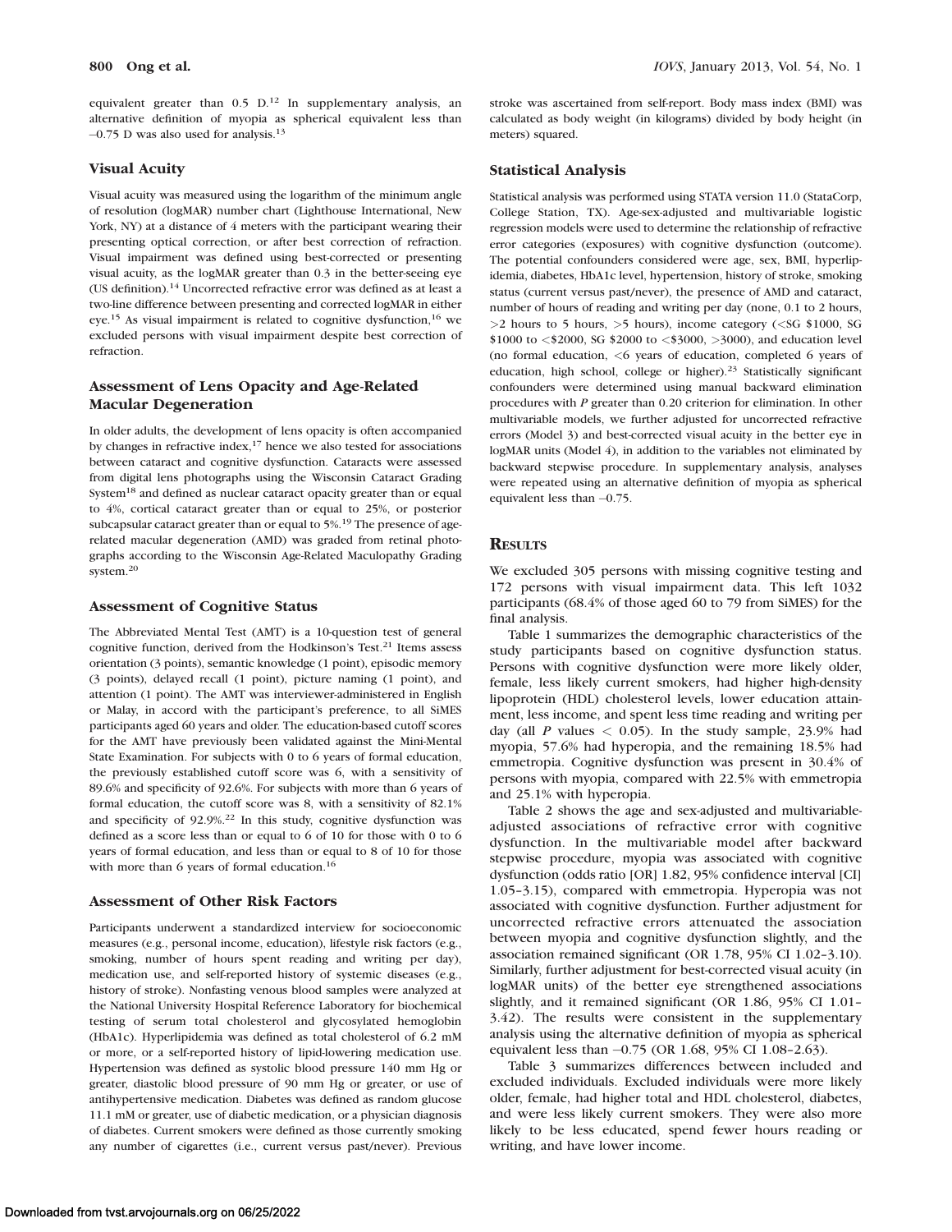equivalent greater than 0.5 D.[12] In supplementary analysis, an alternative definition of myopia as spherical equivalent less than –0.75 D was also used for analysis.[13]

### Visual Acuity

Visual acuity was measured using the logarithm of the minimum angle of resolution (logMAR) number chart (Lighthouse International, New York, NY) at a distance of 4 meters with the participant wearing their presenting optical correction, or after best correction of refraction. Visual impairment was defined using best-corrected or presenting visual acuity, as the logMAR greater than 0.3 in the better-seeing eye (US definition).[14] Uncorrected refractive error was defined as at least a two-line difference between presenting and corrected logMAR in either eye.[15] As visual impairment is related to cognitive dysfunction,[16] we excluded persons with visual impairment despite best correction of refraction.

### Assessment of Lens Opacity and Age-Related Macular Degeneration

In older adults, the development of lens opacity is often accompanied by changes in refractive index,[17] hence we also tested for associations between cataract and cognitive dysfunction. Cataracts were assessed from digital lens photographs using the Wisconsin Cataract Grading System[18] and defined as nuclear cataract opacity greater than or equal to 4%, cortical cataract greater than or equal to 25%, or posterior subcapsular cataract greater than or equal to 5%.[19] The presence of age-related macular degeneration (AMD) was graded from retinal photographs according to the Wisconsin Age-Related Maculopathy Grading system.[20]

### Assessment of Cognitive Status

The Abbreviated Mental Test (AMT) is a 10-question test of general cognitive function, derived from the Hodkinson's Test.[21] Items assess orientation (3 points), semantic knowledge (1 point), episodic memory (3 points), delayed recall (1 point), picture naming (1 point), and attention (1 point). The AMT was interviewer-administered in English or Malay, in accord with the participant's preference, to all SiMES participants aged 60 years and older. The education-based cutoff scores for the AMT have previously been validated against the Mini-Mental State Examination. For subjects with 0 to 6 years of formal education, the previously established cutoff score was 6, with a sensitivity of 89.6% and specificity of 92.6%. For subjects with more than 6 years of formal education, the cutoff score was 8, with a sensitivity of 82.1% and specificity of 92.9%.[22] In this study, cognitive dysfunction was defined as a score less than or equal to 6 of 10 for those with 0 to 6 years of formal education, and less than or equal to 8 of 10 for those with more than 6 years of formal education.[16]

### Assessment of Other Risk Factors

Participants underwent a standardized interview for socioeconomic measures (e.g., personal income, education), lifestyle risk factors (e.g., smoking, number of hours spent reading and writing per day), medication use, and self-reported history of systemic diseases (e.g., history of stroke). Nonfasting venous blood samples were analyzed at the National University Hospital Reference Laboratory for biochemical testing of serum total cholesterol and glycosylated hemoglobin (HbA1c). Hyperlipidemia was defined as total cholesterol of 6.2 mM or more, or a self-reported history of lipid-lowering medication use. Hypertension was defined as systolic blood pressure 140 mm Hg or greater, diastolic blood pressure of 90 mm Hg or greater, or use of antihypertensive medication. Diabetes was defined as random glucose 11.1 mM or greater, use of diabetic medication, or a physician diagnosis of diabetes. Current smokers were defined as those currently smoking any number of cigarettes (i.e., current versus past/never). Previous stroke was ascertained from self-report. Body mass index (BMI) was calculated as body weight (in kilograms) divided by body height (in meters) squared.

### Statistical Analysis

Statistical analysis was performed using STATA version 11.0 (StataCorp, College Station, TX). Age-sex-adjusted and multivariable logistic regression models were used to determine the relationship of refractive error categories (exposures) with cognitive dysfunction (outcome). The potential confounders considered were age, sex, BMI, hyperlipidemia, diabetes, HbA1c level, hypertension, history of stroke, smoking status (current versus past/never), the presence of AMD and cataract, number of hours of reading and writing per day (none, 0.1 to 2 hours, >2 hours to 5 hours, >5 hours), income category (<SG $1000, SG $1000 to <$2000, SG $2000 to <$3000, >3000), and education level (no formal education, <6 years of education, completed 6 years of education, high school, college or higher).[23] Statistically significant confounders were determined using manual backward elimination procedures with *P* greater than 0.20 criterion for elimination. In other multivariable models, we further adjusted for uncorrected refractive errors (Model 3) and best-corrected visual acuity in the better eye in logMAR units (Model 4), in addition to the variables not eliminated by backward stepwise procedure. In supplementary analysis, analyses were repeated using an alternative definition of myopia as spherical equivalent less than –0.75.

## Results

We excluded 305 persons with missing cognitive testing and 172 persons with visual impairment data. This left 1032 participants (68.4% of those aged 60 to 79 from SiMES) for the final analysis.

Table 1 summarizes the demographic characteristics of the study participants based on cognitive dysfunction status. Persons with cognitive dysfunction were more likely older, female, less likely current smokers, had higher high-density lipoprotein (HDL) cholesterol levels, lower education attainment, less income, and spent less time reading and writing per day (all *P* values < 0.05). In the study sample, 23.9% had myopia, 57.6% had hyperopia, and the remaining 18.5% had emmetropia. Cognitive dysfunction was present in 30.4% of persons with myopia, compared with 22.5% with emmetropia and 25.1% with hyperopia.

Table 2 shows the age and sex-adjusted and multivariable-adjusted associations of refractive error with cognitive dysfunction. In the multivariable model after backward stepwise procedure, myopia was associated with cognitive dysfunction (odds ratio [OR] 1.82, 95% confidence interval [CI] 1.05–3.15), compared with emmetropia. Hyperopia was not associated with cognitive dysfunction. Further adjustment for uncorrected refractive errors attenuated the association between myopia and cognitive dysfunction slightly, and the association remained significant (OR 1.78, 95% CI 1.02–3.10). Similarly, further adjustment for best-corrected visual acuity (in logMAR units) of the better eye strengthened associations slightly, and it remained significant (OR 1.86, 95% CI 1.01–3.42). The results were consistent in the supplementary analysis using the alternative definition of myopia as spherical equivalent less than –0.75 (OR 1.68, 95% CI 1.08–2.63).

Table 3 summarizes differences between included and excluded individuals. Excluded individuals were more likely older, female, had higher total and HDL cholesterol, diabetes, and were less likely current smokers. They were also more likely to be less educated, spend fewer hours reading or writing, and have lower income.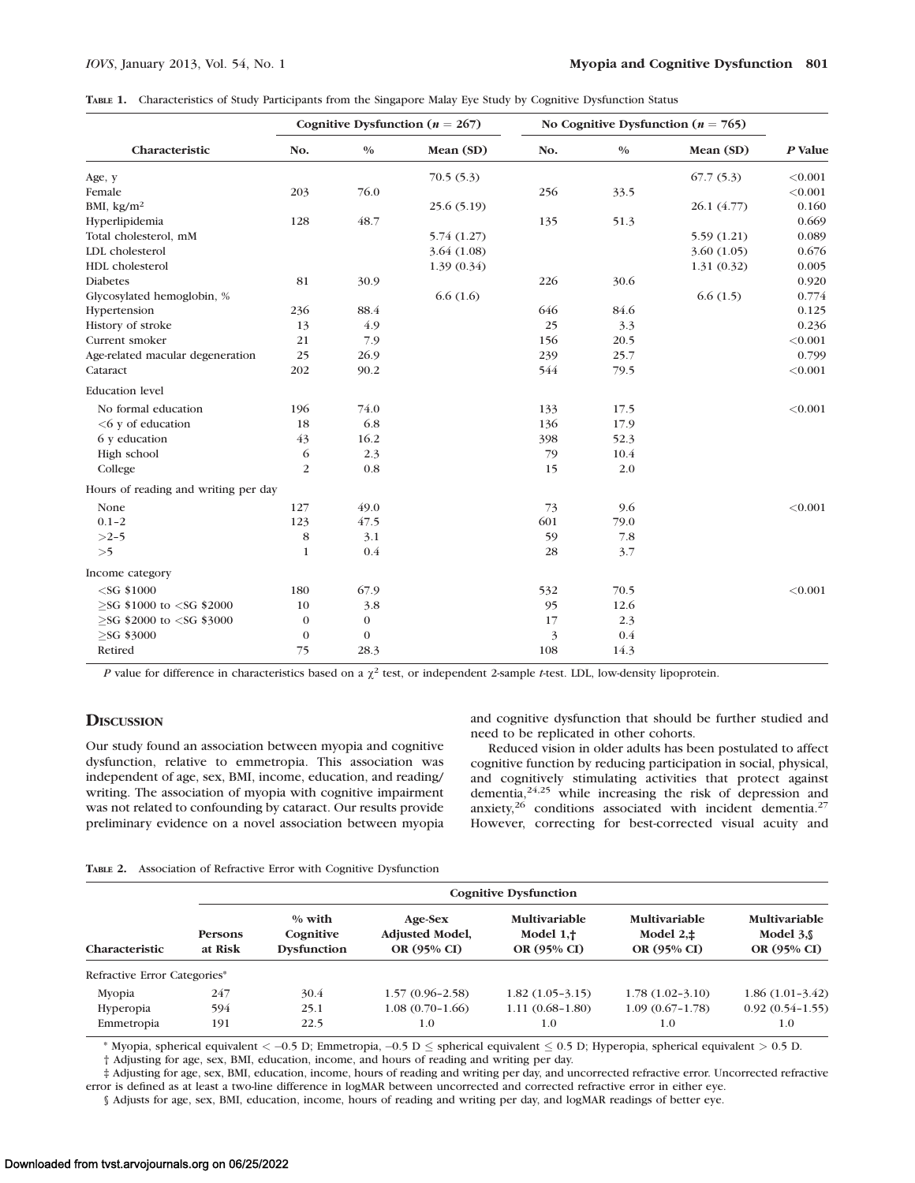**Table 1.** Characteristics of Study Participants from the Singapore Malay Eye Study by Cognitive Dysfunction Status

| Characteristic | Cognitive Dysfunction ($n$ = 267) | | | No Cognitive Dysfunction ($n$ = 765) | | | $P$ Value |
|---|---|---|---|---|---|---|---|
| | No. | % | Mean (SD) | No. | % | Mean (SD) | |
| Age, y | | | 70.5 (5.3) | | | 67.7 (5.3) | <0.001 |
| Female | 203 | 76.0 | | 256 | 33.5 | | <0.001 |
| BMI, kg/m² | | | 25.6 (5.19) | | | 26.1 (4.77) | 0.160 |
| Hyperlipidemia | 128 | 48.7 | | 135 | 51.3 | | 0.669 |
| Total cholesterol, mM | | | 5.74 (1.27) | | | 5.59 (1.21) | 0.089 |
| LDL cholesterol | | | 3.64 (1.08) | | | 3.60 (1.05) | 0.676 |
| HDL cholesterol | | | 1.39 (0.34) | | | 1.31 (0.32) | 0.005 |
| Diabetes | 81 | 30.9 | | 226 | 30.6 | | 0.920 |
| Glycosylated hemoglobin, % | | | 6.6 (1.6) | | | 6.6 (1.5) | 0.774 |
| Hypertension | 236 | 88.4 | | 646 | 84.6 | | 0.125 |
| History of stroke | 13 | 4.9 | | 25 | 3.3 | | 0.236 |
| Current smoker | 21 | 7.9 | | 156 | 20.5 | | <0.001 |
| Age-related macular degeneration | 25 | 26.9 | | 239 | 25.7 | | 0.799 |
| Cataract | 202 | 90.2 | | 544 | 79.5 | | <0.001 |
| Education level | | | | | | | |
| No formal education | 196 | 74.0 | | 133 | 17.5 | | <0.001 |
| <6 y of education | 18 | 6.8 | | 136 | 17.9 | | |
| 6 y education | 43 | 16.2 | | 398 | 52.3 | | |
| High school | 6 | 2.3 | | 79 | 10.4 | | |
| College | 2 | 0.8 | | 15 | 2.0 | | |
| Hours of reading and writing per day | | | | | | | |
| None | 127 | 49.0 | | 73 | 9.6 | | <0.001 |
| 0.1–2 | 123 | 47.5 | | 601 | 79.0 | | |
| >2–5 | 8 | 3.1 | | 59 | 7.8 | | |
| >5 | 1 | 0.4 | | 28 | 3.7 | | |
| Income category | | | | | | | |
| <SG $1000 | 180 | 67.9 | | 532 | 70.5 | | <0.001 |
| ≥SG $1000 to <SG $2000 | 10 | 3.8 | | 95 | 12.6 | | |
| ≥SG $2000 to <SG $3000 | 0 | 0 | | 17 | 2.3 | | |
| ≥SG $3000 | 0 | 0 | | 3 | 0.4 | | |
| Retired | 75 | 28.3 | | 108 | 14.3 | | |

$P$ value for difference in characteristics based on a $\chi^2$ test, or independent 2-sample $t$-test. LDL, low-density lipoprotein.

## Discussion

Our study found an association between myopia and cognitive dysfunction, relative to emmetropia. This association was independent of age, sex, BMI, income, education, and reading/writing. The association of myopia with cognitive impairment was not related to confounding by cataract. Our results provide preliminary evidence on a novel association between myopia and cognitive dysfunction that should be further studied and need to be replicated in other cohorts.

Reduced vision in older adults has been postulated to affect cognitive function by reducing participation in social, physical, and cognitively stimulating activities that protect against dementia,[24,25] while increasing the risk of depression and anxiety,[26] conditions associated with incident dementia.[27] However, correcting for best-corrected visual acuity and

**Table 2.** Association of Refractive Error with Cognitive Dysfunction

| Characteristic | Cognitive Dysfunction | | | | | |
|---|---|---|---|---|---|---|
| | Persons at Risk | % with Cognitive Dysfunction | Age-Sex Adjusted Model, OR (95% CI) | Multivariable Model 1,† OR (95% CI) | Multivariable Model 2,‡ OR (95% CI) | Multivariable Model 3,§ OR (95% CI) |
| Refractive Error Categories* | | | | | | |
| Myopia | 247 | 30.4 | 1.57 (0.96–2.58) | 1.82 (1.05–3.15) | 1.78 (1.02–3.10) | 1.86 (1.01–3.42) |
| Hyperopia | 594 | 25.1 | 1.08 (0.70–1.66) | 1.11 (0.68–1.80) | 1.09 (0.67–1.78) | 0.92 (0.54–1.55) |
| Emmetropia | 191 | 22.5 | 1.0 | 1.0 | 1.0 | 1.0 |

\* Myopia, spherical equivalent < –0.5 D; Emmetropia, –0.5 D ≤ spherical equivalent ≤ 0.5 D; Hyperopia, spherical equivalent > 0.5 D.

† Adjusting for age, sex, BMI, education, income, and hours of reading and writing per day.

‡ Adjusting for age, sex, BMI, education, income, hours of reading and writing per day, and uncorrected refractive error. Uncorrected refractive error is defined as at least a two-line difference in logMAR between uncorrected and corrected refractive error in either eye.

§ Adjusts for age, sex, BMI, education, income, hours of reading and writing per day, and logMAR readings of better eye.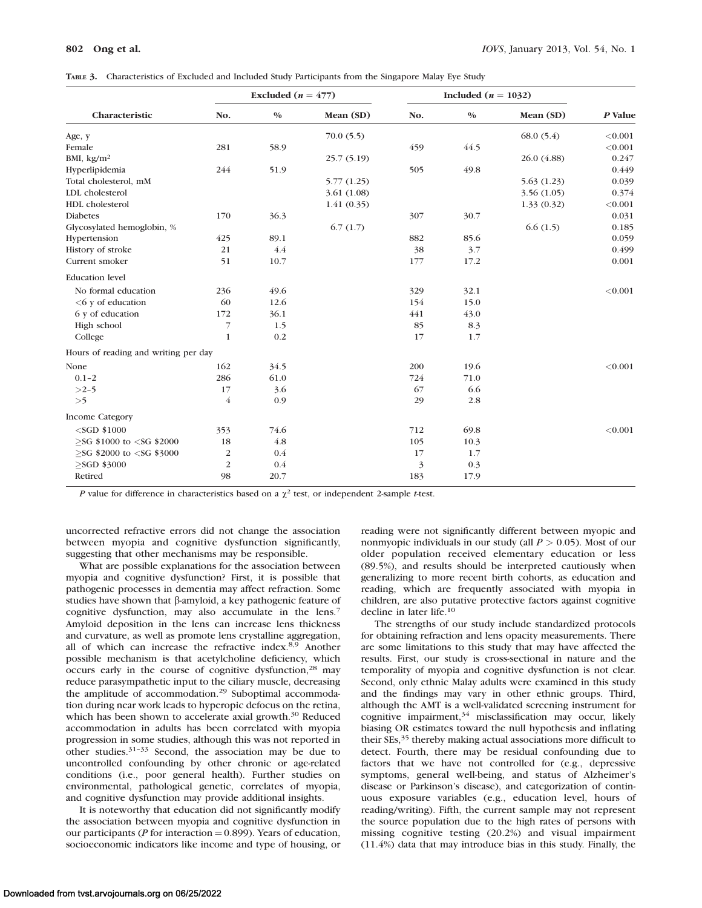**Table 3.** Characteristics of Excluded and Included Study Participants from the Singapore Malay Eye Study

| Characteristic | Excluded ($n = 477$) | | | Included ($n = 1032$) | | | P Value |
|---|---|---|---|---|---|---|---|
| | No. | % | Mean (SD) | No. | % | Mean (SD) | |
| Age, y | | | 70.0 (5.5) | | | 68.0 (5.4) | <0.001 |
| Female | 281 | 58.9 | | 459 | 44.5 | | <0.001 |
| BMI, kg/m$^2$ | | | 25.7 (5.19) | | | 26.0 (4.88) | 0.247 |
| Hyperlipidemia | 244 | 51.9 | | 505 | 49.8 | | 0.449 |
| Total cholesterol, mM | | | 5.77 (1.25) | | | 5.63 (1.23) | 0.039 |
| LDL cholesterol | | | 3.61 (1.08) | | | 3.56 (1.05) | 0.374 |
| HDL cholesterol | | | 1.41 (0.35) | | | 1.33 (0.32) | <0.001 |
| Diabetes | 170 | 36.3 | | 307 | 30.7 | | 0.031 |
| Glycosylated hemoglobin, % | | | 6.7 (1.7) | | | 6.6 (1.5) | 0.185 |
| Hypertension | 425 | 89.1 | | 882 | 85.6 | | 0.059 |
| History of stroke | 21 | 4.4 | | 38 | 3.7 | | 0.499 |
| Current smoker | 51 | 10.7 | | 177 | 17.2 | | 0.001 |
| Education level | | | | | | | |
| No formal education | 236 | 49.6 | | 329 | 32.1 | | <0.001 |
| <6 y of education | 60 | 12.6 | | 154 | 15.0 | | |
| 6 y of education | 172 | 36.1 | | 441 | 43.0 | | |
| High school | 7 | 1.5 | | 85 | 8.3 | | |
| College | 1 | 0.2 | | 17 | 1.7 | | |
| Hours of reading and writing per day | | | | | | | |
| None | 162 | 34.5 | | 200 | 19.6 | | <0.001 |
| 0.1–2 | 286 | 61.0 | | 724 | 71.0 | | |
| >2–5 | 17 | 3.6 | | 67 | 6.6 | | |
| >5 | 4 | 0.9 | | 29 | 2.8 | | |
| Income Category | | | | | | | |
| <SGD $1000 | 353 | 74.6 | | 712 | 69.8 | | <0.001 |
| ≥SG $1000 to <SG $2000 | 18 | 4.8 | | 105 | 10.3 | | |
| ≥SG $2000 to <SG $3000 | 2 | 0.4 | | 17 | 1.7 | | |
| ≥SGD $3000 | 2 | 0.4 | | 3 | 0.3 | | |
| Retired | 98 | 20.7 | | 183 | 17.9 | | |

*P* value for difference in characteristics based on a $\chi^2$ test, or independent 2-sample *t*-test.

uncorrected refractive errors did not change the association between myopia and cognitive dysfunction significantly, suggesting that other mechanisms may be responsible.

What are possible explanations for the association between myopia and cognitive dysfunction? First, it is possible that pathogenic processes in dementia may affect refraction. Some studies have shown that β-amyloid, a key pathogenic feature of cognitive dysfunction, may also accumulate in the lens.[7] Amyloid deposition in the lens can increase lens thickness and curvature, as well as promote lens crystalline aggregation, all of which can increase the refractive index.[8,9] Another possible mechanism is that acetylcholine deficiency, which occurs early in the course of cognitive dysfunction,[28] may reduce parasympathetic input to the ciliary muscle, decreasing the amplitude of accommodation.[29] Suboptimal accommodation during near work leads to hyperopic defocus on the retina, which has been shown to accelerate axial growth.[30] Reduced accommodation in adults has been correlated with myopia progression in some studies, although this was not reported in other studies.[31–33] Second, the association may be due to uncontrolled confounding by other chronic or age-related conditions (i.e., poor general health). Further studies on environmental, pathological genetic, correlates of myopia, and cognitive dysfunction may provide additional insights.

It is noteworthy that education did not significantly modify the association between myopia and cognitive dysfunction in our participants (*P* for interaction = 0.899). Years of education, socioeconomic indicators like income and type of housing, or reading were not significantly different between myopic and nonmyopic individuals in our study (all $P > 0.05$). Most of our older population received elementary education or less (89.5%), and results should be interpreted cautiously when generalizing to more recent birth cohorts, as education and reading, which are frequently associated with myopia in children, are also putative protective factors against cognitive decline in later life.[10]

The strengths of our study include standardized protocols for obtaining refraction and lens opacity measurements. There are some limitations to this study that may have affected the results. First, our study is cross-sectional in nature and the temporality of myopia and cognitive dysfunction is not clear. Second, only ethnic Malay adults were examined in this study and the findings may vary in other ethnic groups. Third, although the AMT is a well-validated screening instrument for cognitive impairment,[34] misclassification may occur, likely biasing OR estimates toward the null hypothesis and inflating their SEs,[35] thereby making actual associations more difficult to detect. Fourth, there may be residual confounding due to factors that we have not controlled for (e.g., depressive symptoms, general well-being, and status of Alzheimer's disease or Parkinson's disease), and categorization of continuous exposure variables (e.g., education level, hours of reading/writing). Fifth, the current sample may not represent the source population due to the high rates of persons with missing cognitive testing (20.2%) and visual impairment (11.4%) data that may introduce bias in this study. Finally, the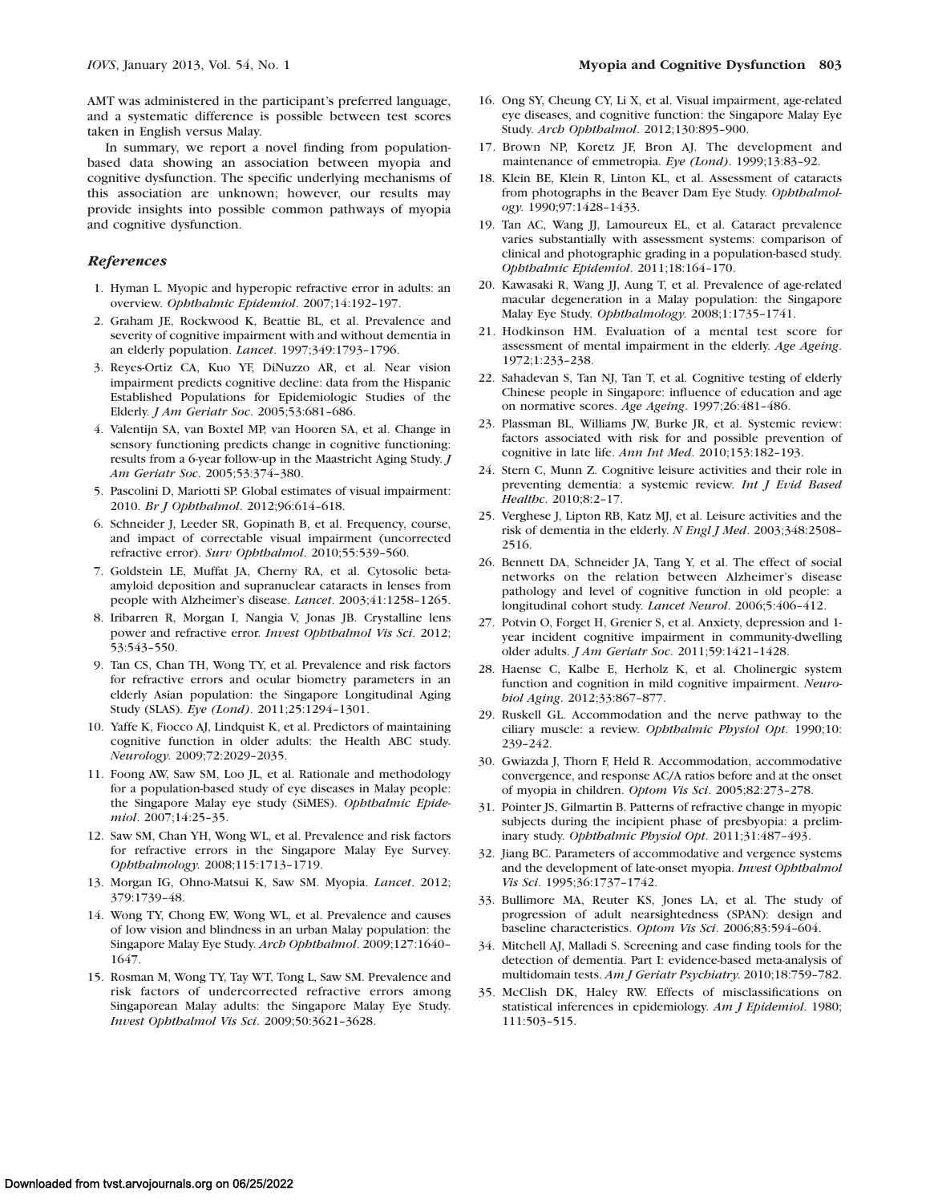AMT was administered in the participant's preferred language, and a systematic difference is possible between test scores taken in English versus Malay.

In summary, we report a novel finding from population-based data showing an association between myopia and cognitive dysfunction. The specific underlying mechanisms of this association are unknown; however, our results may provide insights into possible common pathways of myopia and cognitive dysfunction.

## References

1. Hyman L. Myopic and hyperopic refractive error in adults: an overview. *Ophthalmic Epidemiol*. 2007;14:192–197.
2. Graham JE, Rockwood K, Beattie BL, et al. Prevalence and severity of cognitive impairment with and without dementia in an elderly population. *Lancet*. 1997;349:1793–1796.
3. Reyes-Ortiz CA, Kuo YF, DiNuzzo AR, et al. Near vision impairment predicts cognitive decline: data from the Hispanic Established Populations for Epidemiologic Studies of the Elderly. *J Am Geriatr Soc*. 2005;53:681–686.
4. Valentijn SA, van Boxtel MP, van Hooren SA, et al. Change in sensory functioning predicts change in cognitive functioning: results from a 6-year follow-up in the Maastricht Aging Study. *J Am Geriatr Soc*. 2005;53:374–380.
5. Pascolini D, Mariotti SP. Global estimates of visual impairment: 2010. *Br J Ophthalmol*. 2012;96:614–618.
6. Schneider J, Leeder SR, Gopinath B, et al. Frequency, course, and impact of correctable visual impairment (uncorrected refractive error). *Surv Ophthalmol*. 2010;55:539–560.
7. Goldstein LE, Muffat JA, Cherny RA, et al. Cytosolic beta-amyloid deposition and supranuclear cataracts in lenses from people with Alzheimer's disease. *Lancet*. 2003;41:1258–1265.
8. Iribarren R, Morgan I, Nangia V, Jonas JB. Crystalline lens power and refractive error. *Invest Ophthalmol Vis Sci*. 2012; 53:543–550.
9. Tan CS, Chan TH, Wong TY, et al. Prevalence and risk factors for refractive errors and ocular biometry parameters in an elderly Asian population: the Singapore Longitudinal Aging Study (SLAS). *Eye (Lond)*. 2011;25:1294–1301.
10. Yaffe K, Fiocco AJ, Lindquist K, et al. Predictors of maintaining cognitive function in older adults: the Health ABC study. *Neurology*. 2009;72:2029–2035.
11. Foong AW, Saw SM, Loo JL, et al. Rationale and methodology for a population-based study of eye diseases in Malay people: the Singapore Malay eye study (SiMES). *Ophthalmic Epidemiol*. 2007;14:25–35.
12. Saw SM, Chan YH, Wong WL, et al. Prevalence and risk factors for refractive errors in the Singapore Malay Eye Survey. *Ophthalmology*. 2008;115:1713–1719.
13. Morgan IG, Ohno-Matsui K, Saw SM. Myopia. *Lancet*. 2012; 379:1739–48.
14. Wong TY, Chong EW, Wong WL, et al. Prevalence and causes of low vision and blindness in an urban Malay population: the Singapore Malay Eye Study. *Arch Ophthalmol*. 2009;127:1640–1647.
15. Rosman M, Wong TY, Tay WT, Tong L, Saw SM. Prevalence and risk factors of undercorrected refractive errors among Singaporean Malay adults: the Singapore Malay Eye Study. *Invest Ophthalmol Vis Sci*. 2009;50:3621–3628.
16. Ong SY, Cheung CY, Li X, et al. Visual impairment, age-related eye diseases, and cognitive function: the Singapore Malay Eye Study. *Arch Ophthalmol*. 2012;130:895–900.
17. Brown NP, Koretz JF, Bron AJ. The development and maintenance of emmetropia. *Eye (Lond)*. 1999;13:83–92.
18. Klein BE, Klein R, Linton KL, et al. Assessment of cataracts from photographs in the Beaver Dam Eye Study. *Ophthalmology*. 1990;97:1428–1433.
19. Tan AC, Wang JJ, Lamoureux EL, et al. Cataract prevalence varies substantially with assessment systems: comparison of clinical and photographic grading in a population-based study. *Ophthalmic Epidemiol*. 2011;18:164–170.
20. Kawasaki R, Wang JJ, Aung T, et al. Prevalence of age-related macular degeneration in a Malay population: the Singapore Malay Eye Study. *Ophthalmology*. 2008;1:1735–1741.
21. Hodkinson HM. Evaluation of a mental test score for assessment of mental impairment in the elderly. *Age Ageing*. 1972;1:233–238.
22. Sahadevan S, Tan NJ, Tan T, et al. Cognitive testing of elderly Chinese people in Singapore: influence of education and age on normative scores. *Age Ageing*. 1997;26:481–486.
23. Plassman BL, Williams JW, Burke JR, et al. Systemic review: factors associated with risk for and possible prevention of cognitive in late life. *Ann Int Med*. 2010;153:182–193.
24. Stern C, Munn Z. Cognitive leisure activities and their role in preventing dementia: a systemic review. *Int J Evid Based Healthc*. 2010;8:2–17.
25. Verghese J, Lipton RB, Katz MJ, et al. Leisure activities and the risk of dementia in the elderly. *N Engl J Med*. 2003;348:2508–2516.
26. Bennett DA, Schneider JA, Tang Y, et al. The effect of social networks on the relation between Alzheimer's disease pathology and level of cognitive function in old people: a longitudinal cohort study. *Lancet Neurol*. 2006;5:406–412.
27. Potvin O, Forget H, Grenier S, et al. Anxiety, depression and 1-year incident cognitive impairment in community-dwelling older adults. *J Am Geriatr Soc*. 2011;59:1421–1428.
28. Haense C, Kalbe E, Herholz K, et al. Cholinergic system function and cognition in mild cognitive impairment. *Neurobiol Aging*. 2012;33:867–877.
29. Ruskell GL. Accommodation and the nerve pathway to the ciliary muscle: a review. *Ophthalmic Physiol Opt*. 1990;10: 239–242.
30. Gwiazda J, Thorn F, Held R. Accommodation, accommodative convergence, and response AC/A ratios before and at the onset of myopia in children. *Optom Vis Sci*. 2005;82:273–278.
31. Pointer JS, Gilmartin B. Patterns of refractive change in myopic subjects during the incipient phase of presbyopia: a preliminary study. *Ophthalmic Physiol Opt*. 2011;31:487–493.
32. Jiang BC. Parameters of accommodative and vergence systems and the development of late-onset myopia. *Invest Ophthalmol Vis Sci*. 1995;36:1737–1742.
33. Bullimore MA, Reuter KS, Jones LA, et al. The study of progression of adult nearsightedness (SPAN): design and baseline characteristics. *Optom Vis Sci*. 2006;83:594–604.
34. Mitchell AJ, Malladi S. Screening and case finding tools for the detection of dementia. Part I: evidence-based meta-analysis of multidomain tests. *Am J Geriatr Psychiatry*. 2010;18:759–782.
35. McClish DK, Haley RW. Effects of misclassifications on statistical inferences in epidemiology. *Am J Epidemiol*. 1980; 111:503–515.